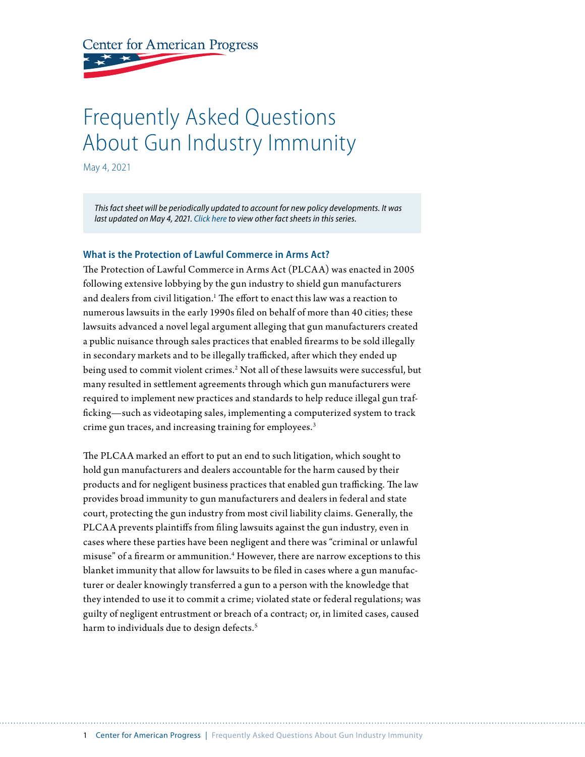Center for American Progress

# Frequently Asked Questions About Gun Industry Immunity

May 4, 2021

*This fact sheet will be periodically updated to account for new policy developments. It was last updated on May 4, 2021. Click here to view other fact sheets in this series.*

### What is the Protection of Lawful Commerce in Arms Act?

The Protection of Lawful Commerce in Arms Act (PLCAA) was enacted in 2005 following extensive lobbying by the gun industry to shield gun manufacturers and dealers from civil litigation.[1] The effort to enact this law was a reaction to numerous lawsuits in the early 1990s filed on behalf of more than 40 cities; these lawsuits advanced a novel legal argument alleging that gun manufacturers created a public nuisance through sales practices that enabled firearms to be sold illegally in secondary markets and to be illegally trafficked, after which they ended up being used to commit violent crimes.[2] Not all of these lawsuits were successful, but many resulted in settlement agreements through which gun manufacturers were required to implement new practices and standards to help reduce illegal gun trafficking—such as videotaping sales, implementing a computerized system to track crime gun traces, and increasing training for employees.[3]

The PLCAA marked an effort to put an end to such litigation, which sought to hold gun manufacturers and dealers accountable for the harm caused by their products and for negligent business practices that enabled gun trafficking. The law provides broad immunity to gun manufacturers and dealers in federal and state court, protecting the gun industry from most civil liability claims. Generally, the PLCAA prevents plaintiffs from filing lawsuits against the gun industry, even in cases where these parties have been negligent and there was "criminal or unlawful misuse" of a firearm or ammunition.[4] However, there are narrow exceptions to this blanket immunity that allow for lawsuits to be filed in cases where a gun manufacturer or dealer knowingly transferred a gun to a person with the knowledge that they intended to use it to commit a crime; violated state or federal regulations; was guilty of negligent entrustment or breach of a contract; or, in limited cases, caused harm to individuals due to design defects.[5]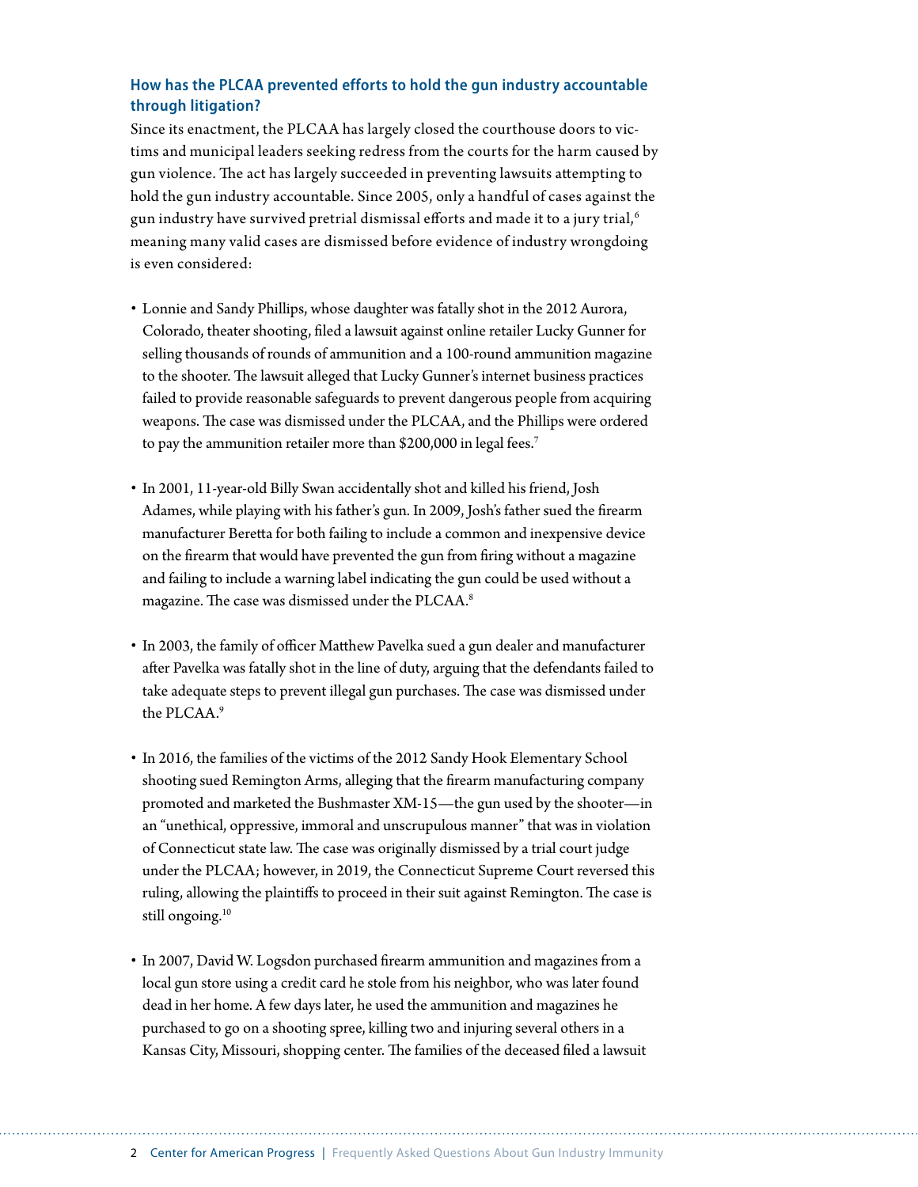### How has the PLCAA prevented efforts to hold the gun industry accountable through litigation?

Since its enactment, the PLCAA has largely closed the courthouse doors to victims and municipal leaders seeking redress from the courts for the harm caused by gun violence. The act has largely succeeded in preventing lawsuits attempting to hold the gun industry accountable. Since 2005, only a handful of cases against the gun industry have survived pretrial dismissal efforts and made it to a jury trial,[6] meaning many valid cases are dismissed before evidence of industry wrongdoing is even considered:

- Lonnie and Sandy Phillips, whose daughter was fatally shot in the 2012 Aurora, Colorado, theater shooting, filed a lawsuit against online retailer Lucky Gunner for selling thousands of rounds of ammunition and a 100-round ammunition magazine to the shooter. The lawsuit alleged that Lucky Gunner's internet business practices failed to provide reasonable safeguards to prevent dangerous people from acquiring weapons. The case was dismissed under the PLCAA, and the Phillips were ordered to pay the ammunition retailer more than $200,000 in legal fees.[7]

- In 2001, 11-year-old Billy Swan accidentally shot and killed his friend, Josh Adames, while playing with his father's gun. In 2009, Josh's father sued the firearm manufacturer Beretta for both failing to include a common and inexpensive device on the firearm that would have prevented the gun from firing without a magazine and failing to include a warning label indicating the gun could be used without a magazine. The case was dismissed under the PLCAA.[8]

- In 2003, the family of officer Matthew Pavelka sued a gun dealer and manufacturer after Pavelka was fatally shot in the line of duty, arguing that the defendants failed to take adequate steps to prevent illegal gun purchases. The case was dismissed under the PLCAA.[9]

- In 2016, the families of the victims of the 2012 Sandy Hook Elementary School shooting sued Remington Arms, alleging that the firearm manufacturing company promoted and marketed the Bushmaster XM-15—the gun used by the shooter—in an "unethical, oppressive, immoral and unscrupulous manner" that was in violation of Connecticut state law. The case was originally dismissed by a trial court judge under the PLCAA; however, in 2019, the Connecticut Supreme Court reversed this ruling, allowing the plaintiffs to proceed in their suit against Remington. The case is still ongoing.[10]

- In 2007, David W. Logsdon purchased firearm ammunition and magazines from a local gun store using a credit card he stole from his neighbor, who was later found dead in her home. A few days later, he used the ammunition and magazines he purchased to go on a shooting spree, killing two and injuring several others in a Kansas City, Missouri, shopping center. The families of the deceased filed a lawsuit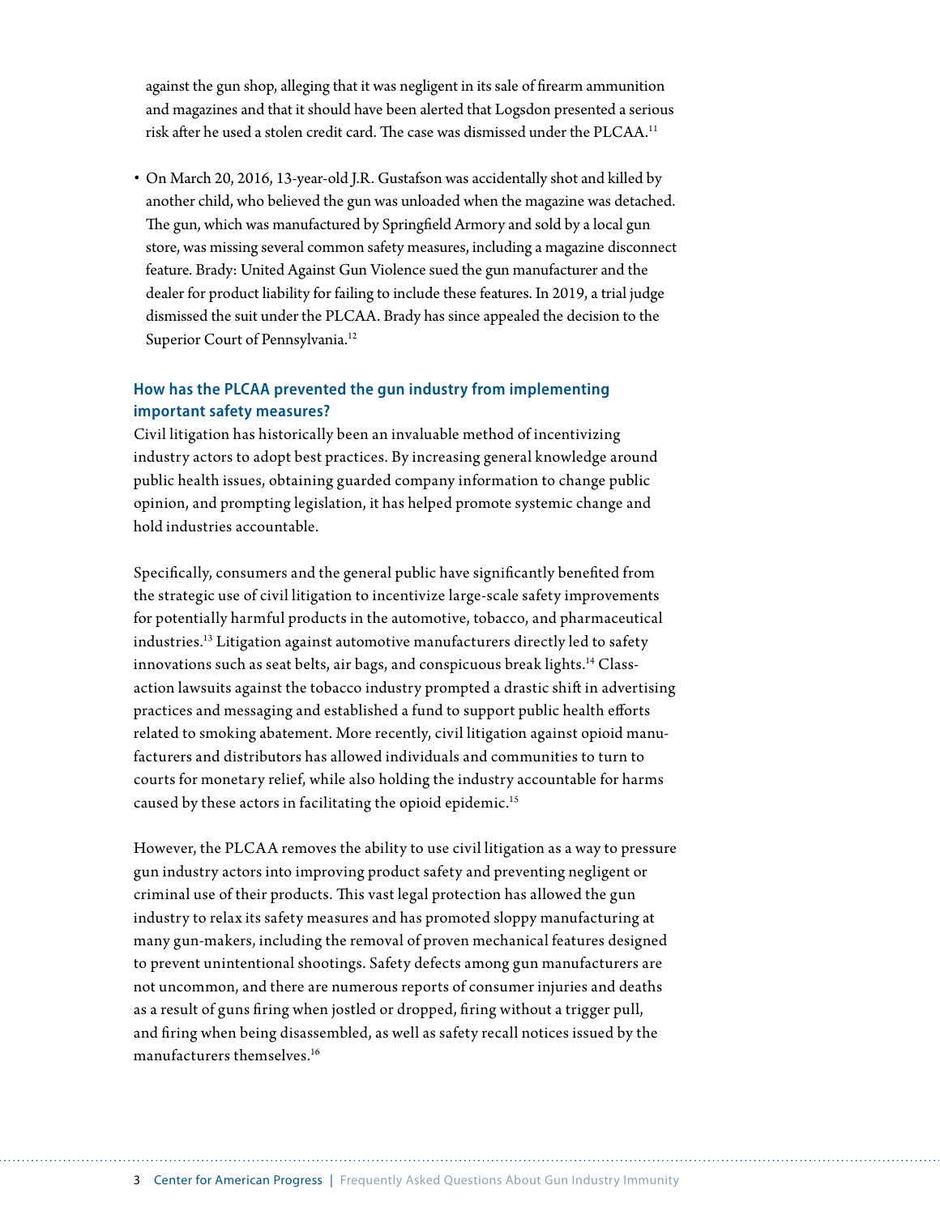against the gun shop, alleging that it was negligent in its sale of firearm ammunition and magazines and that it should have been alerted that Logsdon presented a serious risk after he used a stolen credit card. The case was dismissed under the PLCAA.[11]

- On March 20, 2016, 13-year-old J.R. Gustafson was accidentally shot and killed by another child, who believed the gun was unloaded when the magazine was detached. The gun, which was manufactured by Springfield Armory and sold by a local gun store, was missing several common safety measures, including a magazine disconnect feature. Brady: United Against Gun Violence sued the gun manufacturer and the dealer for product liability for failing to include these features. In 2019, a trial judge dismissed the suit under the PLCAA. Brady has since appealed the decision to the Superior Court of Pennsylvania.[12]

### How has the PLCAA prevented the gun industry from implementing important safety measures?

Civil litigation has historically been an invaluable method of incentivizing industry actors to adopt best practices. By increasing general knowledge around public health issues, obtaining guarded company information to change public opinion, and prompting legislation, it has helped promote systemic change and hold industries accountable.

Specifically, consumers and the general public have significantly benefited from the strategic use of civil litigation to incentivize large-scale safety improvements for potentially harmful products in the automotive, tobacco, and pharmaceutical industries.[13] Litigation against automotive manufacturers directly led to safety innovations such as seat belts, air bags, and conspicuous break lights.[14] Class-action lawsuits against the tobacco industry prompted a drastic shift in advertising practices and messaging and established a fund to support public health efforts related to smoking abatement. More recently, civil litigation against opioid manufacturers and distributors has allowed individuals and communities to turn to courts for monetary relief, while also holding the industry accountable for harms caused by these actors in facilitating the opioid epidemic.[15]

However, the PLCAA removes the ability to use civil litigation as a way to pressure gun industry actors into improving product safety and preventing negligent or criminal use of their products. This vast legal protection has allowed the gun industry to relax its safety measures and has promoted sloppy manufacturing at many gun-makers, including the removal of proven mechanical features designed to prevent unintentional shootings. Safety defects among gun manufacturers are not uncommon, and there are numerous reports of consumer injuries and deaths as a result of guns firing when jostled or dropped, firing without a trigger pull, and firing when being disassembled, as well as safety recall notices issued by the manufacturers themselves.[16]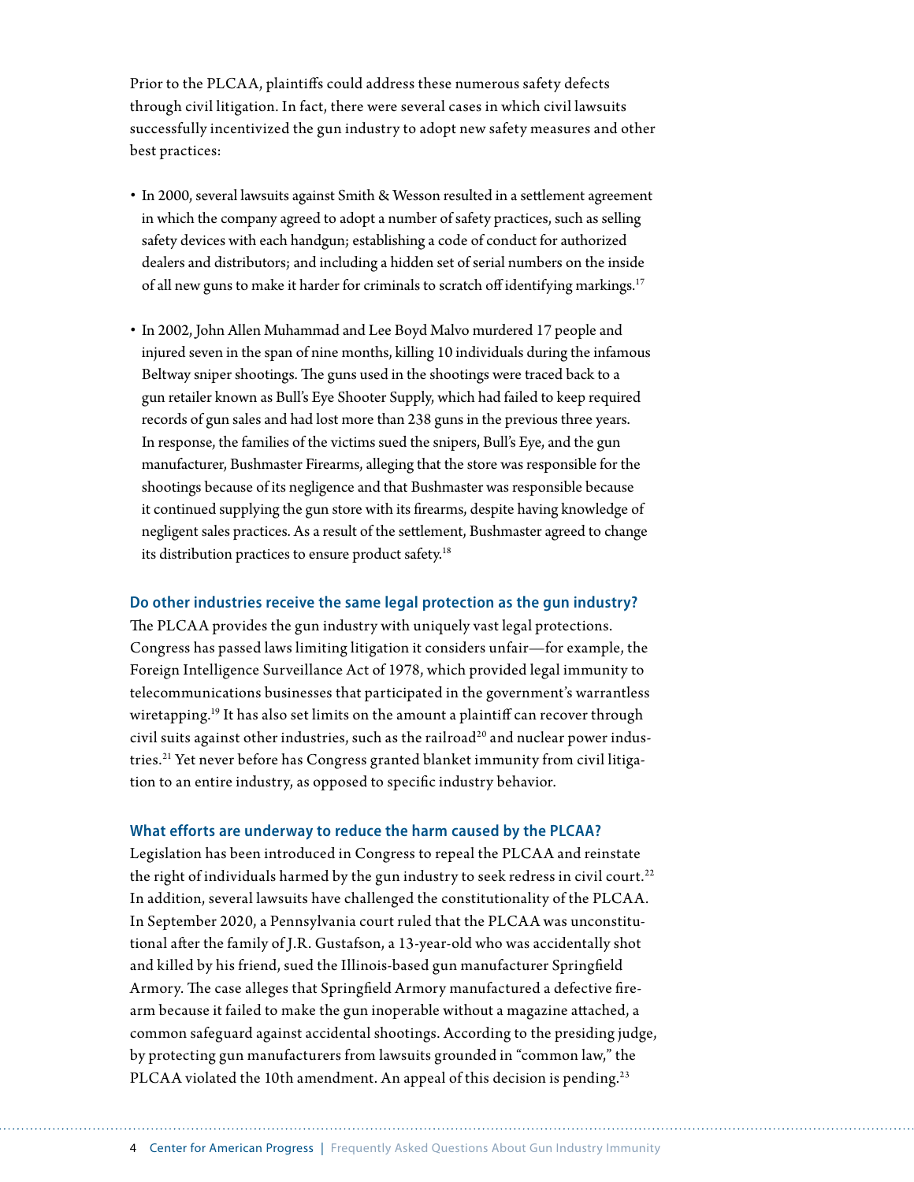Prior to the PLCAA, plaintiffs could address these numerous safety defects through civil litigation. In fact, there were several cases in which civil lawsuits successfully incentivized the gun industry to adopt new safety measures and other best practices:

- In 2000, several lawsuits against Smith & Wesson resulted in a settlement agreement in which the company agreed to adopt a number of safety practices, such as selling safety devices with each handgun; establishing a code of conduct for authorized dealers and distributors; and including a hidden set of serial numbers on the inside of all new guns to make it harder for criminals to scratch off identifying markings.[17]
- In 2002, John Allen Muhammad and Lee Boyd Malvo murdered 17 people and injured seven in the span of nine months, killing 10 individuals during the infamous Beltway sniper shootings. The guns used in the shootings were traced back to a gun retailer known as Bull's Eye Shooter Supply, which had failed to keep required records of gun sales and had lost more than 238 guns in the previous three years. In response, the families of the victims sued the snipers, Bull's Eye, and the gun manufacturer, Bushmaster Firearms, alleging that the store was responsible for the shootings because of its negligence and that Bushmaster was responsible because it continued supplying the gun store with its firearms, despite having knowledge of negligent sales practices. As a result of the settlement, Bushmaster agreed to change its distribution practices to ensure product safety.[18]

### Do other industries receive the same legal protection as the gun industry?

The PLCAA provides the gun industry with uniquely vast legal protections. Congress has passed laws limiting litigation it considers unfair—for example, the Foreign Intelligence Surveillance Act of 1978, which provided legal immunity to telecommunications businesses that participated in the government's warrantless wiretapping.[19] It has also set limits on the amount a plaintiff can recover through civil suits against other industries, such as the railroad[20] and nuclear power industries.[21] Yet never before has Congress granted blanket immunity from civil litigation to an entire industry, as opposed to specific industry behavior.

### What efforts are underway to reduce the harm caused by the PLCAA?

Legislation has been introduced in Congress to repeal the PLCAA and reinstate the right of individuals harmed by the gun industry to seek redress in civil court.[22] In addition, several lawsuits have challenged the constitutionality of the PLCAA. In September 2020, a Pennsylvania court ruled that the PLCAA was unconstitutional after the family of J.R. Gustafson, a 13-year-old who was accidentally shot and killed by his friend, sued the Illinois-based gun manufacturer Springfield Armory. The case alleges that Springfield Armory manufactured a defective firearm because it failed to make the gun inoperable without a magazine attached, a common safeguard against accidental shootings. According to the presiding judge, by protecting gun manufacturers from lawsuits grounded in "common law," the PLCAA violated the 10th amendment. An appeal of this decision is pending.[23]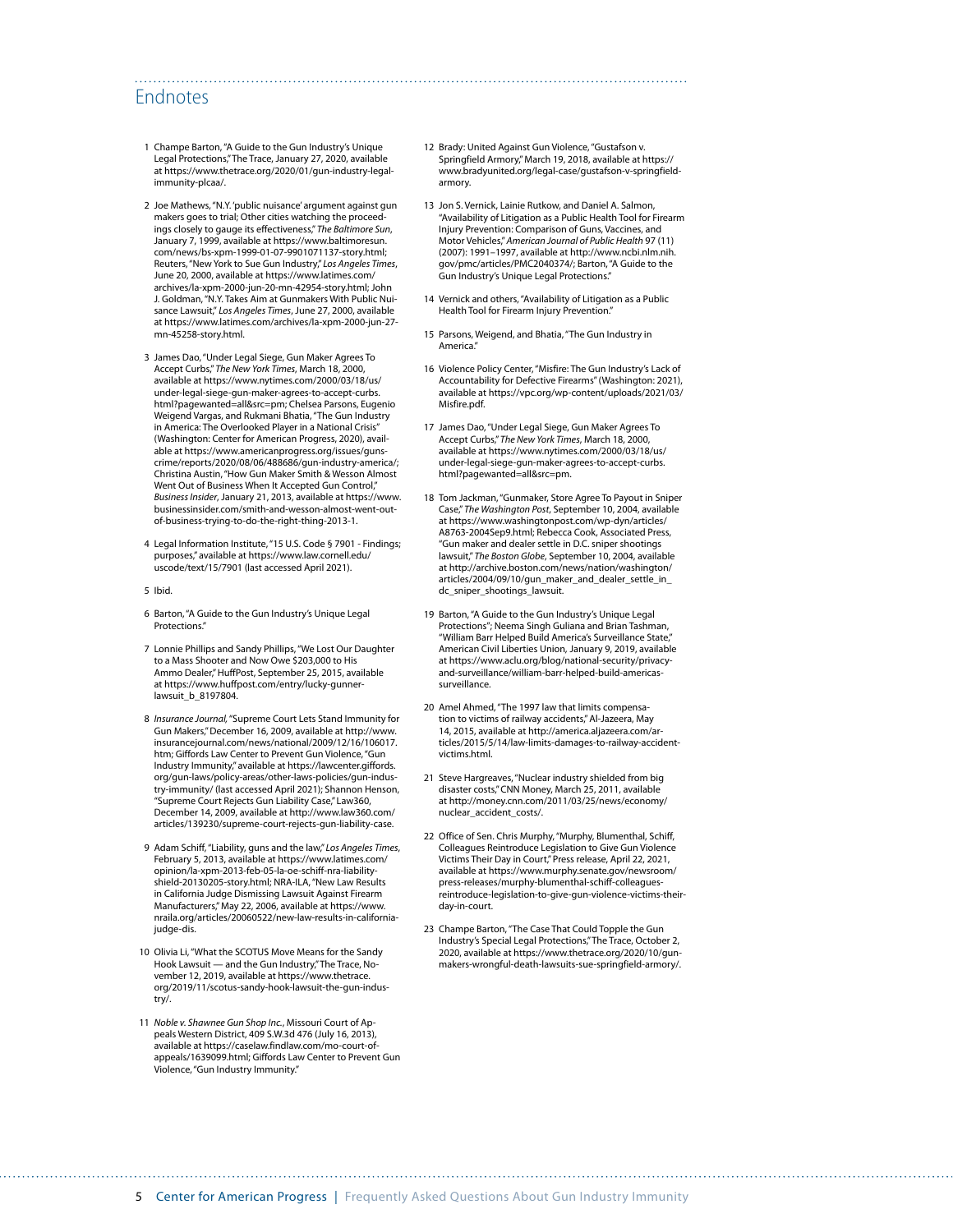## Endnotes

1. Champe Barton, "A Guide to the Gun Industry's Unique Legal Protections," The Trace, January 27, 2020, available at https://www.thetrace.org/2020/01/gun-industry-legal-immunity-plcaa/.

2. Joe Mathews, "N.Y. 'public nuisance' argument against gun makers goes to trial; Other cities watching the proceedings closely to gauge its effectiveness," *The Baltimore Sun*, January 7, 1999, available at https://www.baltimoresun.com/news/bs-xpm-1999-01-07-9901071137-story.html; Reuters, "New York to Sue Gun Industry," *Los Angeles Times*, June 20, 2000, available at https://www.latimes.com/archives/la-xpm-2000-jun-20-mn-42954-story.html; John J. Goldman, "N.Y. Takes Aim at Gunmakers With Public Nuisance Lawsuit," *Los Angeles Times*, June 27, 2000, available at https://www.latimes.com/archives/la-xpm-2000-jun-27-mn-45258-story.html.

3. James Dao, "Under Legal Siege, Gun Maker Agrees To Accept Curbs," *The New York Times*, March 18, 2000, available at https://www.nytimes.com/2000/03/18/us/under-legal-siege-gun-maker-agrees-to-accept-curbs.html?pagewanted=all&src=pm; Chelsea Parsons, Eugenio Weigend Vargas, and Rukmani Bhatia, "The Gun Industry in America: The Overlooked Player in a National Crisis" (Washington: Center for American Progress, 2020), available at https://www.americanprogress.org/issues/guns-crime/reports/2020/08/06/488686/gun-industry-america/; Christina Austin, "How Gun Maker Smith & Wesson Almost Went Out of Business When It Accepted Gun Control," *Business Insider*, January 21, 2013, available at https://www.businessinsider.com/smith-and-wesson-almost-went-out-of-business-trying-to-do-the-right-thing-2013-1.

4. Legal Information Institute, "15 U.S. Code § 7901 - Findings; purposes," available at https://www.law.cornell.edu/uscode/text/15/7901 (last accessed April 2021).

5. Ibid.

6. Barton, "A Guide to the Gun Industry's Unique Legal Protections."

7. Lonnie Phillips and Sandy Phillips, "We Lost Our Daughter to a Mass Shooter and Now Owe $203,000 to His Ammo Dealer," HuffPost, September 25, 2015, available at https://www.huffpost.com/entry/lucky-gunner-lawsuit_b_8197804.

8. *Insurance Journal*, "Supreme Court Lets Stand Immunity for Gun Makers," December 16, 2009, available at http://www.insurancejournal.com/news/national/2009/12/16/106017.htm; Giffords Law Center to Prevent Gun Violence, "Gun Industry Immunity," available at https://lawcenter.giffords.org/gun-laws/policy-areas/other-laws-policies/gun-industry-immunity/ (last accessed April 2021); Shannon Henson, "Supreme Court Rejects Gun Liability Case," Law360, December 14, 2009, available at http://www.law360.com/articles/139230/supreme-court-rejects-gun-liability-case.

9. Adam Schiff, "Liability, guns and the law," *Los Angeles Times*, February 5, 2013, available at https://www.latimes.com/opinion/la-xpm-2013-feb-05-la-oe-schiff-nra-liability-shield-20130205-story.html; NRA-ILA, "New Law Results in California Judge Dismissing Lawsuit Against Firearm Manufacturers," May 22, 2006, available at https://www.nraila.org/articles/20060522/new-law-results-in-california-judge-dis.

10. Olivia Li, "What the SCOTUS Move Means for the Sandy Hook Lawsuit — and the Gun Industry," The Trace, November 12, 2019, available at https://www.thetrace.org/2019/11/scotus-sandy-hook-lawsuit-the-gun-industry/.

11. *Noble v. Shawnee Gun Shop Inc.*, Missouri Court of Appeals Western District, 409 S.W.3d 476 (July 16, 2013), available at https://caselaw.findlaw.com/mo-court-of-appeals/1639099.html; Giffords Law Center to Prevent Gun Violence, "Gun Industry Immunity."

12. Brady: United Against Gun Violence, "Gustafson v. Springfield Armory," March 19, 2018, available at https://www.bradyunited.org/legal-case/gustafson-v-springfield-armory.

13. Jon S. Vernick, Lainie Rutkow, and Daniel A. Salmon, "Availability of Litigation as a Public Health Tool for Firearm Injury Prevention: Comparison of Guns, Vaccines, and Motor Vehicles," *American Journal of Public Health* 97 (11) (2007): 1991–1997, available at http://www.ncbi.nlm.nih.gov/pmc/articles/PMC2040374/; Barton, "A Guide to the Gun Industry's Unique Legal Protections."

14. Vernick and others, "Availability of Litigation as a Public Health Tool for Firearm Injury Prevention."

15. Parsons, Weigend, and Bhatia, "The Gun Industry in America."

16. Violence Policy Center, "Misfire: The Gun Industry's Lack of Accountability for Defective Firearms" (Washington: 2021), available at https://vpc.org/wp-content/uploads/2021/03/Misfire.pdf.

17. James Dao, "Under Legal Siege, Gun Maker Agrees To Accept Curbs," *The New York Times*, March 18, 2000, available at https://www.nytimes.com/2000/03/18/us/under-legal-siege-gun-maker-agrees-to-accept-curbs.html?pagewanted=all&src=pm.

18. Tom Jackman, "Gunmaker, Store Agree To Payout in Sniper Case," *The Washington Post*, September 10, 2004, available at https://www.washingtonpost.com/wp-dyn/articles/A8763-2004Sep9.html; Rebecca Cook, Associated Press, "Gun maker and dealer settle in D.C. sniper shootings lawsuit," *The Boston Globe*, September 10, 2004, available at http://archive.boston.com/news/nation/washington/articles/2004/09/10/gun_maker_and_dealer_settle_in_dc_sniper_shootings_lawsuit.

19. Barton, "A Guide to the Gun Industry's Unique Legal Protections"; Neema Singh Guliana and Brian Tashman, "William Barr Helped Build America's Surveillance State," American Civil Liberties Union, January 9, 2019, available at https://www.aclu.org/blog/national-security/privacy-and-surveillance/william-barr-helped-build-americas-surveillance.

20. Amel Ahmed, "The 1997 law that limits compensation to victims of railway accidents," Al-Jazeera, May 14, 2015, available at http://america.aljazeera.com/articles/2015/5/14/law-limits-damages-to-railway-accident-victims.html.

21. Steve Hargreaves, "Nuclear industry shielded from big disaster costs," CNN Money, March 25, 2011, available at http://money.cnn.com/2011/03/25/news/economy/nuclear_accident_costs/.

22. Office of Sen. Chris Murphy, "Murphy, Blumenthal, Schiff, Colleagues Reintroduce Legislation to Give Gun Violence Victims Their Day in Court," Press release, April 22, 2021, available at https://www.murphy.senate.gov/newsroom/press-releases/murphy-blumenthal-schiff-colleagues-reintroduce-legislation-to-give-gun-violence-victims-their-day-in-court.

23. Champe Barton, "The Case That Could Topple the Gun Industry's Special Legal Protections," The Trace, October 2, 2020, available at https://www.thetrace.org/2020/10/gun-makers-wrongful-death-lawsuits-sue-springfield-armory/.